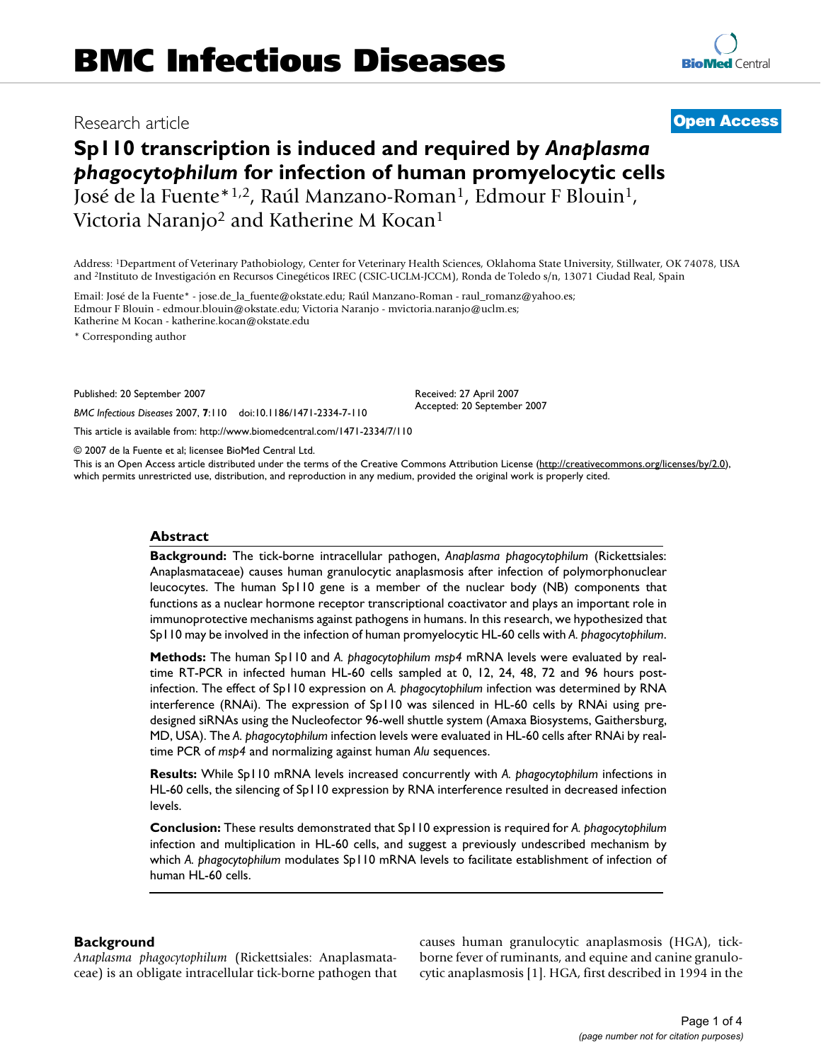# Sp110 transcription is induced and required by *Anaplasma phagocytophilum* for infection of human promyelocytic cells

Research article

**Open Access**

José de la Fuente*[1,2], Raúl Manzano-Roman[1], Edmour F Blouin[1], Victoria Naranjo[2] and Katherine M Kocan[1]

Address: [1]Department of Veterinary Pathobiology, Center for Veterinary Health Sciences, Oklahoma State University, Stillwater, OK 74078, USA and [2]Instituto de Investigación en Recursos Cinegéticos IREC (CSIC-UCLM-JCCM), Ronda de Toledo s/n, 13071 Ciudad Real, Spain

Email: José de la Fuente* - jose.de_la_fuente@okstate.edu; Raúl Manzano-Roman - raul_romanz@yahoo.es; Edmour F Blouin - edmour.blouin@okstate.edu; Victoria Naranjo - mvictoria.naranjo@uclm.es; Katherine M Kocan - katherine.kocan@okstate.edu

\* Corresponding author

Published: 20 September 2007

*BMC Infectious Diseases* 2007, **7**:110 doi:10.1186/1471-2334-7-110

Received: 27 April 2007
Accepted: 20 September 2007

This article is available from: http://www.biomedcentral.com/1471-2334/7/110

© 2007 de la Fuente et al; licensee BioMed Central Ltd.

This is an Open Access article distributed under the terms of the Creative Commons Attribution License (http://creativecommons.org/licenses/by/2.0), which permits unrestricted use, distribution, and reproduction in any medium, provided the original work is properly cited.

## Abstract

**Background:** The tick-borne intracellular pathogen, *Anaplasma phagocytophilum* (Rickettsiales: Anaplasmataceae) causes human granulocytic anaplasmosis after infection of polymorphonuclear leucocytes. The human Sp110 gene is a member of the nuclear body (NB) components that functions as a nuclear hormone receptor transcriptional coactivator and plays an important role in immunoprotective mechanisms against pathogens in humans. In this research, we hypothesized that Sp110 may be involved in the infection of human promyelocytic HL-60 cells with *A. phagocytophilum*.

**Methods:** The human Sp110 and *A. phagocytophilum msp4* mRNA levels were evaluated by real-time RT-PCR in infected human HL-60 cells sampled at 0, 12, 24, 48, 72 and 96 hours post-infection. The effect of Sp110 expression on *A. phagocytophilum* infection was determined by RNA interference (RNAi). The expression of Sp110 was silenced in HL-60 cells by RNAi using pre-designed siRNAs using the Nucleofector 96-well shuttle system (Amaxa Biosystems, Gaithersburg, MD, USA). The *A. phagocytophilum* infection levels were evaluated in HL-60 cells after RNAi by real-time PCR of *msp4* and normalizing against human *Alu* sequences.

**Results:** While Sp110 mRNA levels increased concurrently with *A. phagocytophilum* infections in HL-60 cells, the silencing of Sp110 expression by RNA interference resulted in decreased infection levels.

**Conclusion:** These results demonstrated that Sp110 expression is required for *A. phagocytophilum* infection and multiplication in HL-60 cells, and suggest a previously undescribed mechanism by which *A. phagocytophilum* modulates Sp110 mRNA levels to facilitate establishment of infection of human HL-60 cells.

## Background

*Anaplasma phagocytophilum* (Rickettsiales: Anaplasmataceae) is an obligate intracellular tick-borne pathogen that causes human granulocytic anaplasmosis (HGA), tick-borne fever of ruminants, and equine and canine granulocytic anaplasmosis [1]. HGA, first described in 1994 in the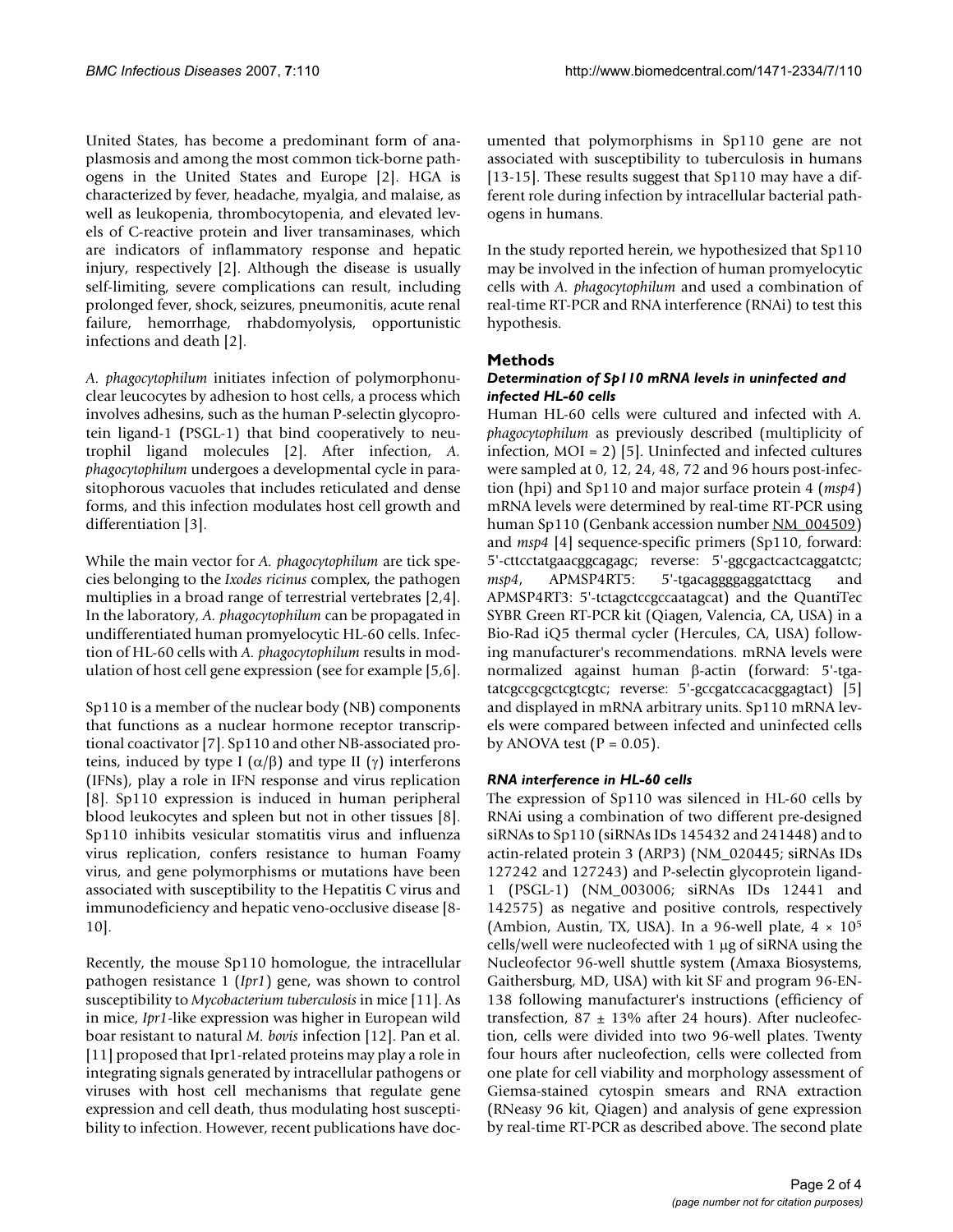United States, has become a predominant form of anaplasmosis and among the most common tick-borne pathogens in the United States and Europe [2]. HGA is characterized by fever, headache, myalgia, and malaise, as well as leukopenia, thrombocytopenia, and elevated levels of C-reactive protein and liver transaminases, which are indicators of inflammatory response and hepatic injury, respectively [2]. Although the disease is usually self-limiting, severe complications can result, including prolonged fever, shock, seizures, pneumonitis, acute renal failure, hemorrhage, rhabdomyolysis, opportunistic infections and death [2].

*A. phagocytophilum* initiates infection of polymorphonuclear leucocytes by adhesion to host cells, a process which involves adhesins, such as the human P-selectin glycoprotein ligand-1 (PSGL-1) that bind cooperatively to neutrophil ligand molecules [2]. After infection, *A. phagocytophilum* undergoes a developmental cycle in parasitophorous vacuoles that includes reticulated and dense forms, and this infection modulates host cell growth and differentiation [3].

While the main vector for *A. phagocytophilum* are tick species belonging to the *Ixodes ricinus* complex, the pathogen multiplies in a broad range of terrestrial vertebrates [2,4]. In the laboratory, *A. phagocytophilum* can be propagated in undifferentiated human promyelocytic HL-60 cells. Infection of HL-60 cells with *A. phagocytophilum* results in modulation of host cell gene expression (see for example [5,6].

Sp110 is a member of the nuclear body (NB) components that functions as a nuclear hormone receptor transcriptional coactivator [7]. Sp110 and other NB-associated proteins, induced by type I ($\alpha/\beta$) and type II ($\gamma$) interferons (IFNs), play a role in IFN response and virus replication [8]. Sp110 expression is induced in human peripheral blood leukocytes and spleen but not in other tissues [8]. Sp110 inhibits vesicular stomatitis virus and influenza virus replication, confers resistance to human Foamy virus, and gene polymorphisms or mutations have been associated with susceptibility to the Hepatitis C virus and immunodeficiency and hepatic veno-occlusive disease [8-10].

Recently, the mouse Sp110 homologue, the intracellular pathogen resistance 1 (*Ipr1*) gene, was shown to control susceptibility to *Mycobacterium tuberculosis* in mice [11]. As in mice, *Ipr1*-like expression was higher in European wild boar resistant to natural *M. bovis* infection [12]. Pan et al. [11] proposed that Ipr1-related proteins may play a role in integrating signals generated by intracellular pathogens or viruses with host cell mechanisms that regulate gene expression and cell death, thus modulating host susceptibility to infection. However, recent publications have documented that polymorphisms in Sp110 gene are not associated with susceptibility to tuberculosis in humans [13-15]. These results suggest that Sp110 may have a different role during infection by intracellular bacterial pathogens in humans.

In the study reported herein, we hypothesized that Sp110 may be involved in the infection of human promyelocytic cells with *A. phagocytophilum* and used a combination of real-time RT-PCR and RNA interference (RNAi) to test this hypothesis.

## Methods

### *Determination of Sp110 mRNA levels in uninfected and infected HL-60 cells*

Human HL-60 cells were cultured and infected with *A. phagocytophilum* as previously described (multiplicity of infection, MOI = 2) [5]. Uninfected and infected cultures were sampled at 0, 12, 24, 48, 72 and 96 hours post-infection (hpi) and Sp110 and major surface protein 4 (*msp4*) mRNA levels were determined by real-time RT-PCR using human Sp110 (Genbank accession number NM_004509) and *msp4* [4] sequence-specific primers (Sp110, forward: 5'-cttcctatgaacggcagagc; reverse: 5'-ggcgactcactcaggatctc; *msp4*, APMSP4RT5: 5'-tgacaggggaggatcttacg and APMSP4RT3: 5'-tctagctccgccaatagcat) and the QuantiTec SYBR Green RT-PCR kit (Qiagen, Valencia, CA, USA) in a Bio-Rad iQ5 thermal cycler (Hercules, CA, USA) following manufacturer's recommendations. mRNA levels were normalized against human β-actin (forward: 5'-tgatatcgccgcgctcgtcgtc; reverse: 5'-gccgatccacacggagtact) [5] and displayed in mRNA arbitrary units. Sp110 mRNA levels were compared between infected and uninfected cells by ANOVA test ($P = 0.05$).

### *RNA interference in HL-60 cells*

The expression of Sp110 was silenced in HL-60 cells by RNAi using a combination of two different pre-designed siRNAs to Sp110 (siRNAs IDs 145432 and 241448) and to actin-related protein 3 (ARP3) (NM_020445; siRNAs IDs 127242 and 127243) and P-selectin glycoprotein ligand-1 (PSGL-1) (NM_003006; siRNAs IDs 12441 and 142575) as negative and positive controls, respectively (Ambion, Austin, TX, USA). In a 96-well plate, $4 \times 10^5$ cells/well were nucleofected with 1 μg of siRNA using the Nucleofector 96-well shuttle system (Amaxa Biosystems, Gaithersburg, MD, USA) with kit SF and program 96-EN-138 following manufacturer's instructions (efficiency of transfection, $87 \pm 13\%$ after 24 hours). After nucleofection, cells were divided into two 96-well plates. Twenty four hours after nucleofection, cells were collected from one plate for cell viability and morphology assessment of Giemsa-stained cytospin smears and RNA extraction (RNeasy 96 kit, Qiagen) and analysis of gene expression by real-time RT-PCR as described above. The second plate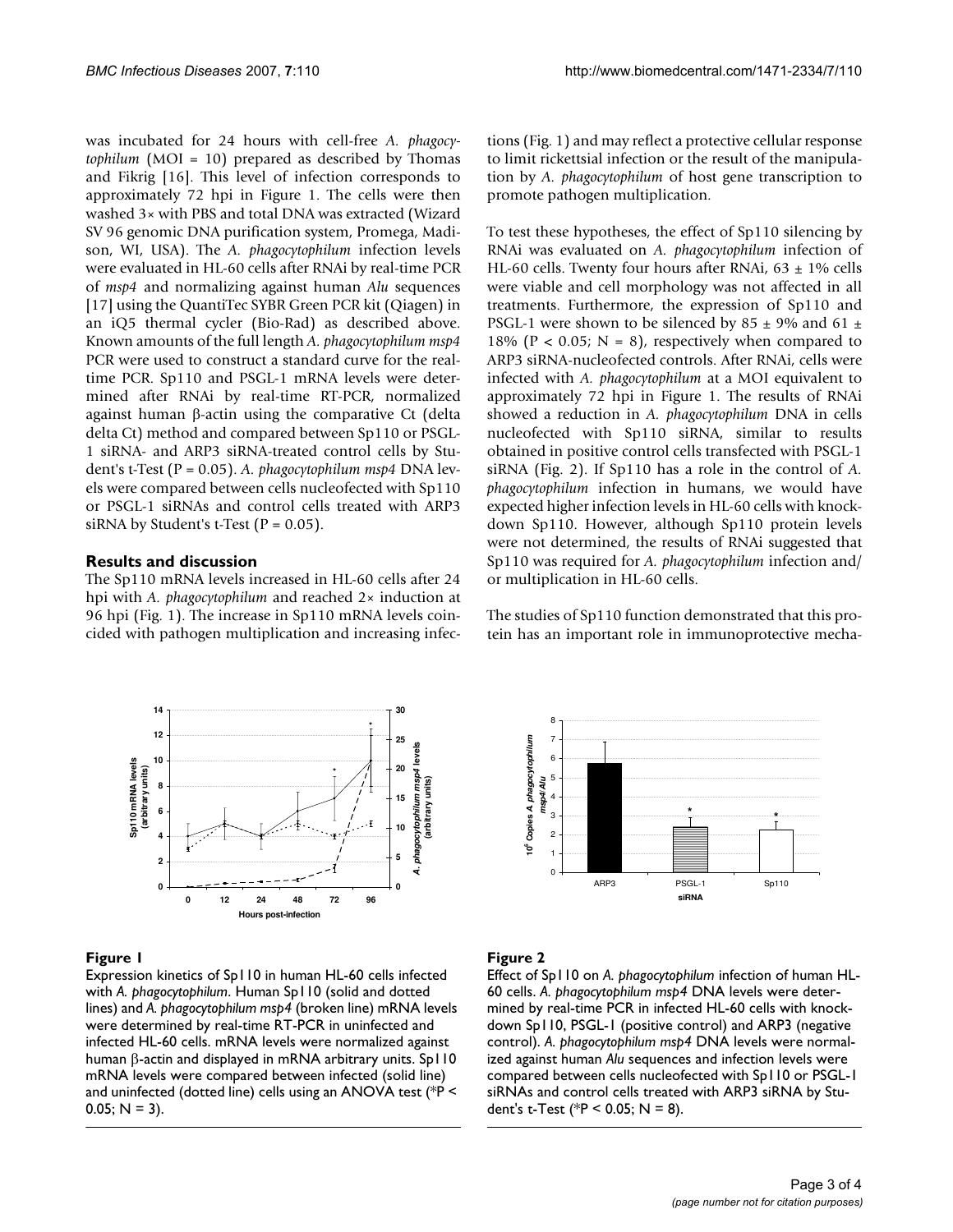was incubated for 24 hours with cell-free *A. phagocytophilum* (MOI = 10) prepared as described by Thomas and Fikrig [16]. This level of infection corresponds to approximately 72 hpi in Figure 1. The cells were then washed 3× with PBS and total DNA was extracted (Wizard SV 96 genomic DNA purification system, Promega, Madison, WI, USA). The *A. phagocytophilum* infection levels were evaluated in HL-60 cells after RNAi by real-time PCR of *msp4* and normalizing against human *Alu* sequences [17] using the QuantiTec SYBR Green PCR kit (Qiagen) in an iQ5 thermal cycler (Bio-Rad) as described above. Known amounts of the full length *A. phagocytophilum msp4* PCR were used to construct a standard curve for the real-time PCR. Sp110 and PSGL-1 mRNA levels were determined after RNAi by real-time RT-PCR, normalized against human β-actin using the comparative Ct (delta delta Ct) method and compared between Sp110 or PSGL-1 siRNA- and ARP3 siRNA-treated control cells by Student's t-Test ($P = 0.05$). *A. phagocytophilum msp4* DNA levels were compared between cells nucleofected with Sp110 or PSGL-1 siRNAs and control cells treated with ARP3 siRNA by Student's t-Test ($P = 0.05$).

## Results and discussion

The Sp110 mRNA levels increased in HL-60 cells after 24 hpi with *A. phagocytophilum* and reached 2× induction at 96 hpi (Fig. 1). The increase in Sp110 mRNA levels coincided with pathogen multiplication and increasing infections (Fig. 1) and may reflect a protective cellular response to limit rickettsial infection or the result of the manipulation by *A. phagocytophilum* of host gene transcription to promote pathogen multiplication.

To test these hypotheses, the effect of Sp110 silencing by RNAi was evaluated on *A. phagocytophilum* infection of HL-60 cells. Twenty four hours after RNAi, 63 ± 1% cells were viable and cell morphology was not affected in all treatments. Furthermore, the expression of Sp110 and PSGL-1 were shown to be silenced by 85 ± 9% and 61 ± 18% ($P < 0.05$; $N = 8$), respectively when compared to ARP3 siRNA-nucleofected controls. After RNAi, cells were infected with *A. phagocytophilum* at a MOI equivalent to approximately 72 hpi in Figure 1. The results of RNAi showed a reduction in *A. phagocytophilum* DNA in cells nucleofected with Sp110 siRNA, similar to results obtained in positive control cells transfected with PSGL-1 siRNA (Fig. 2). If Sp110 has a role in the control of *A. phagocytophilum* infection in humans, we would have expected higher infection levels in HL-60 cells with knockdown Sp110. However, although Sp110 protein levels were not determined, the results of RNAi suggested that Sp110 was required for *A. phagocytophilum* infection and/or multiplication in HL-60 cells.

The studies of Sp110 function demonstrated that this protein has an important role in immunoprotective mecha-

**Figure 1**

Expression kinetics of Sp110 in human HL-60 cells infected with *A. phagocytophilum*. Human Sp110 (solid and dotted lines) and *A. phagocytophilum msp4* (broken line) mRNA levels were determined by real-time RT-PCR in uninfected and infected HL-60 cells. mRNA levels were normalized against human β-actin and displayed in mRNA arbitrary units. Sp110 mRNA levels were compared between infected (solid line) and uninfected (dotted line) cells using an ANOVA test (*$P < 0.05$; $N = 3$).

**Figure 2**

Effect of Sp110 on *A. phagocytophilum* infection of human HL-60 cells. *A. phagocytophilum msp4* DNA levels were determined by real-time PCR in infected HL-60 cells with knockdown Sp110, PSGL-1 (positive control) and ARP3 (negative control). *A. phagocytophilum msp4* DNA levels were normalized against human *Alu* sequences and infection levels were compared between cells nucleofected with Sp110 or PSGL-1 siRNAs and control cells treated with ARP3 siRNA by Student's t-Test (*$P < 0.05$; $N = 8$).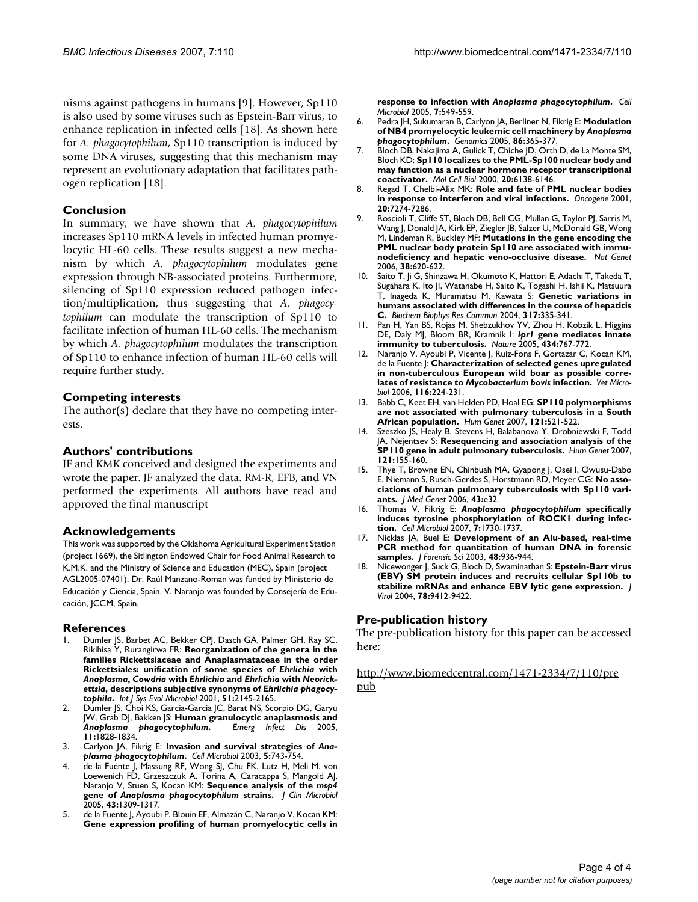nisms against pathogens in humans [9]. However, Sp110 is also used by some viruses such as Epstein-Barr virus, to enhance replication in infected cells [18]. As shown here for *A. phagocytophilum*, Sp110 transcription is induced by some DNA viruses, suggesting that this mechanism may represent an evolutionary adaptation that facilitates pathogen replication [18].

## Conclusion

In summary, we have shown that *A. phagocytophilum* increases Sp110 mRNA levels in infected human promyelocytic HL-60 cells. These results suggest a new mechanism by which *A. phagocytophilum* modulates gene expression through NB-associated proteins. Furthermore, silencing of Sp110 expression reduced pathogen infection/multiplication, thus suggesting that *A. phagocytophilum* can modulate the transcription of Sp110 to facilitate infection of human HL-60 cells. The mechanism by which *A. phagocytophilum* modulates the transcription of Sp110 to enhance infection of human HL-60 cells will require further study.

## Competing interests

The author(s) declare that they have no competing interests.

## Authors' contributions

JF and KMK conceived and designed the experiments and wrote the paper. JF analyzed the data. RM-R, EFB, and VN performed the experiments. All authors have read and approved the final manuscript

## Acknowledgements

This work was supported by the Oklahoma Agricultural Experiment Station (project 1669), the Sitlington Endowed Chair for Food Animal Research to K.M.K. and the Ministry of Science and Education (MEC), Spain (project AGL2005-07401). Dr. Raúl Manzano-Roman was funded by Ministerio de Educación y Ciencia, Spain. V. Naranjo was founded by Consejería de Educación, JCCM, Spain.

## References

1. Dumler JS, Barbet AC, Bekker CPJ, Dasch GA, Palmer GH, Ray SC, Rikihisa Y, Rurangirwa FR: **Reorganization of the genera in the families Rickettsiaceae and Anaplasmataceae in the order Rickettsiales: unification of some species of *Ehrlichia* with *Anaplasma*, *Cowdria* with *Ehrlichia* and *Ehrlichia* with *Neorickettsia*, descriptions subjective synonyms of *Ehrlichia phagocytophila*.** *Int J Sys Evol Microbiol* 2001, **51:**2145-2165.
2. Dumler JS, Choi KS, Garcia-Garcia JC, Barat NS, Scorpio DG, Garyu JW, Grab DJ, Bakken JS: **Human granulocytic anaplasmosis and *Anaplasma phagocytophilum*.** *Emerg Infect Dis* 2005, **11:**1828-1834.
3. Carlyon JA, Fikrig E: **Invasion and survival strategies of *Anaplasma phagocytophilum*.** *Cell Microbiol* 2003, **5:**743-754.
4. de la Fuente J, Massung RF, Wong SJ, Chu FK, Lutz H, Meli M, von Loewenich FD, Grzeszczuk A, Torina A, Caracappa S, Mangold AJ, Naranjo V, Stuen S, Kocan KM: **Sequence analysis of the *msp4* gene of *Anaplasma phagocytophilum* strains.** *J Clin Microbiol* 2005, **43:**1309-1317.
5. de la Fuente J, Ayoubi P, Blouin EF, Almazán C, Naranjo V, Kocan KM: **Gene expression profiling of human promyelocytic cells in response to infection with *Anaplasma phagocytophilum*.** *Cell Microbiol* 2005, **7:**549-559.
6. Pedra JH, Sukumaran B, Carlyon JA, Berliner N, Fikrig E: **Modulation of NB4 promyelocytic leukemic cell machinery by *Anaplasma phagocytophilum*.** *Genomics* 2005, **86:**365-377.
7. Bloch DB, Nakajima A, Gulick T, Chiche JD, Orth D, de La Monte SM, Bloch KD: **Sp110 localizes to the PML-Sp100 nuclear body and may function as a nuclear hormone receptor transcriptional coactivator.** *Mol Cell Biol* 2000, **20:**6138-6146.
8. Regad T, Chelbi-Alix MK: **Role and fate of PML nuclear bodies in response to interferon and viral infections.** *Oncogene* 2001, **20:**7274-7286.
9. Roscioli T, Cliffe ST, Bloch DB, Bell CG, Mullan G, Taylor PJ, Sarris M, Wang J, Donald JA, Kirk EP, Ziegler JB, Salzer U, McDonald GB, Wong M, Lindeman R, Buckley MF: **Mutations in the gene encoding the PML nuclear body protein Sp110 are associated with immunodeficiency and hepatic veno-occlusive disease.** *Nat Genet* 2006, **38:**620-622.
10. Saito T, Ji G, Shinzawa H, Okumoto K, Hattori E, Adachi T, Takeda T, Sugahara K, Ito JI, Watanabe H, Saito K, Togashi H, Ishii K, Matsuura T, Inageda K, Muramatsu M, Kawata S: **Genetic variations in humans associated with differences in the course of hepatitis C.** *Biochem Biophys Res Commun* 2004, **317:**335-341.
11. Pan H, Yan BS, Rojas M, Shebzukhov YV, Zhou H, Kobzik L, Higgins DE, Daly MJ, Bloom BR, Kramnik I: ***Ipr1* gene mediates innate immunity to tuberculosis.** *Nature* 2005, **434:**767-772.
12. Naranjo V, Ayoubi P, Vicente J, Ruiz-Fons F, Gortazar C, Kocan KM, de la Fuente J: **Characterization of selected genes upregulated in non-tuberculous European wild boar as possible correlates of resistance to *Mycobacterium bovis* infection.** *Vet Microbiol* 2006, **116:**224-231.
13. Babb C, Keet EH, van Helden PD, Hoal EG: **SP110 polymorphisms are not associated with pulmonary tuberculosis in a South African population.** *Hum Genet* 2007, **121:**521-522.
14. Szeszko JS, Healy B, Stevens H, Balabanova Y, Drobniewski F, Todd JA, Nejentsev S: **Resequencing and association analysis of the SP110 gene in adult pulmonary tuberculosis.** *Hum Genet* 2007, **121:**155-160.
15. Thye T, Browne EN, Chinbuah MA, Gyapong J, Osei I, Owusu-Dabo E, Niemann S, Rusch-Gerdes S, Horstmann RD, Meyer CG: **No associations of human pulmonary tuberculosis with Sp110 variants.** *J Med Genet* 2006, **43:**e32.
16. Thomas V, Fikrig E: ***Anaplasma phagocytophilum* specifically induces tyrosine phosphorylation of ROCK1 during infection.** *Cell Microbiol* 2007, **7:**1730-1737.
17. Nicklas JA, Buel E: **Development of an Alu-based, real-time PCR method for quantitation of human DNA in forensic samples.** *J Forensic Sci* 2003, **48:**936-944.
18. Nicewonger J, Suck G, Bloch D, Swaminathan S: **Epstein-Barr virus (EBV) SM protein induces and recruits cellular Sp110b to stabilize mRNAs and enhance EBV lytic gene expression.** *J Virol* 2004, **78:**9412-9422.

## Pre-publication history

The pre-publication history for this paper can be accessed here:

http://www.biomedcentral.com/1471-2334/7/110/prepub